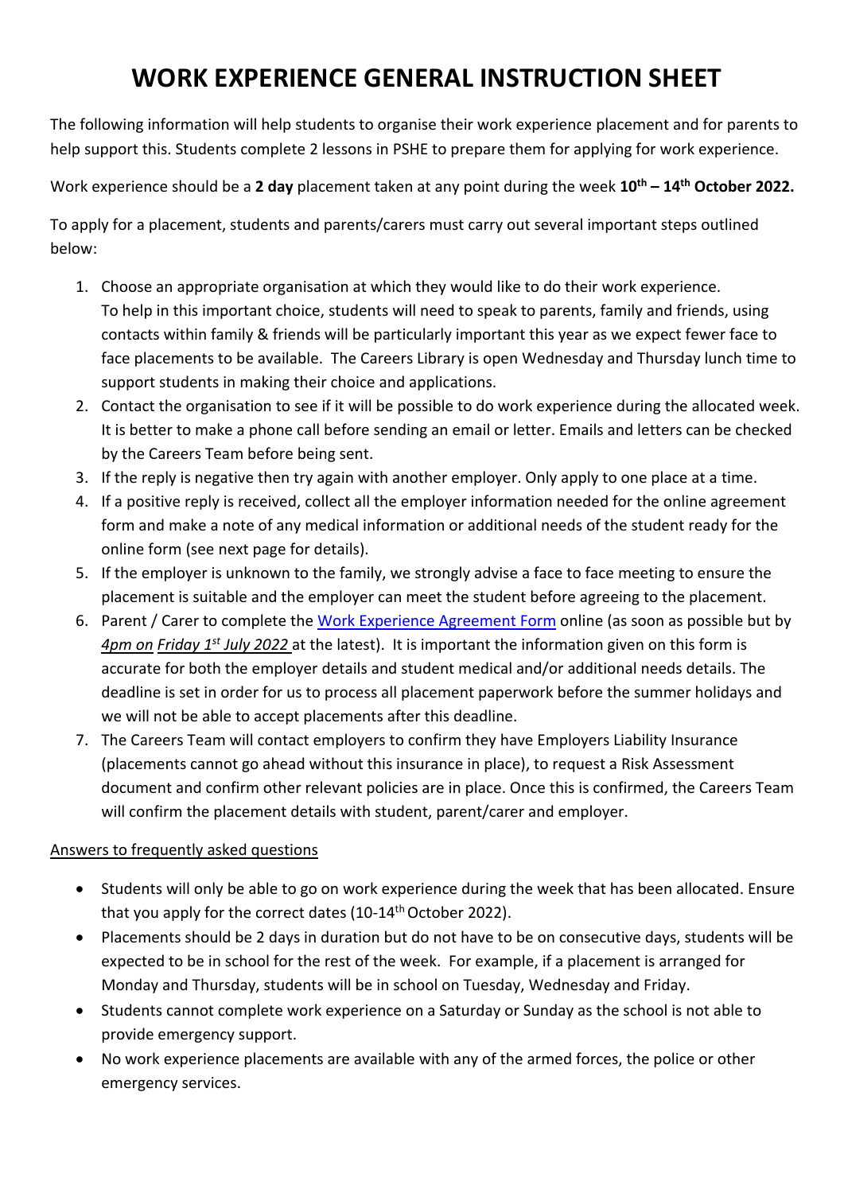# WORK EXPERIENCE GENERAL INSTRUCTION SHEET

The following information will help students to organise their work experience placement and for parents to help support this. Students complete 2 lessons in PSHE to prepare them for applying for work experience.

Work experience should be a **2 day** placement taken at any point during the week **10th – 14th October 2022.**

To apply for a placement, students and parents/carers must carry out several important steps outlined below:

1. Choose an appropriate organisation at which they would like to do their work experience. To help in this important choice, students will need to speak to parents, family and friends, using contacts within family & friends will be particularly important this year as we expect fewer face to face placements to be available. The Careers Library is open Wednesday and Thursday lunch time to support students in making their choice and applications.
2. Contact the organisation to see if it will be possible to do work experience during the allocated week. It is better to make a phone call before sending an email or letter. Emails and letters can be checked by the Careers Team before being sent.
3. If the reply is negative then try again with another employer. Only apply to one place at a time.
4. If a positive reply is received, collect all the employer information needed for the online agreement form and make a note of any medical information or additional needs of the student ready for the online form (see next page for details).
5. If the employer is unknown to the family, we strongly advise a face to face meeting to ensure the placement is suitable and the employer can meet the student before agreeing to the placement.
6. Parent / Carer to complete the Work Experience Agreement Form online (as soon as possible but by *4pm on Friday 1st July 2022* at the latest). It is important the information given on this form is accurate for both the employer details and student medical and/or additional needs details. The deadline is set in order for us to process all placement paperwork before the summer holidays and we will not be able to accept placements after this deadline.
7. The Careers Team will contact employers to confirm they have Employers Liability Insurance (placements cannot go ahead without this insurance in place), to request a Risk Assessment document and confirm other relevant policies are in place. Once this is confirmed, the Careers Team will confirm the placement details with student, parent/carer and employer.

Answers to frequently asked questions

- Students will only be able to go on work experience during the week that has been allocated. Ensure that you apply for the correct dates (10-14th October 2022).
- Placements should be 2 days in duration but do not have to be on consecutive days, students will be expected to be in school for the rest of the week. For example, if a placement is arranged for Monday and Thursday, students will be in school on Tuesday, Wednesday and Friday.
- Students cannot complete work experience on a Saturday or Sunday as the school is not able to provide emergency support.
- No work experience placements are available with any of the armed forces, the police or other emergency services.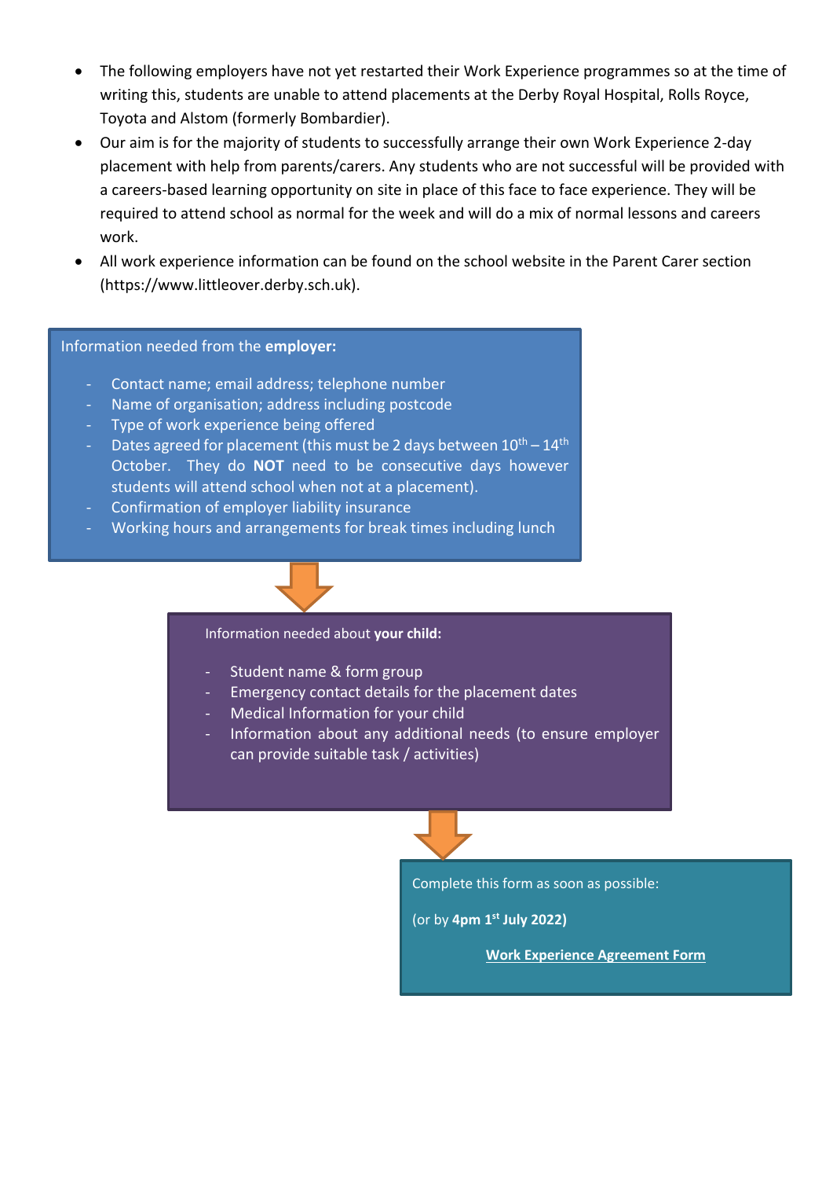- The following employers have not yet restarted their Work Experience programmes so at the time of writing this, students are unable to attend placements at the Derby Royal Hospital, Rolls Royce, Toyota and Alstom (formerly Bombardier).
- Our aim is for the majority of students to successfully arrange their own Work Experience 2-day placement with help from parents/carers. Any students who are not successful will be provided with a careers-based learning opportunity on site in place of this face to face experience. They will be required to attend school as normal for the week and will do a mix of normal lessons and careers work.
- All work experience information can be found on the school website in the Parent Carer section (https://www.littleover.derby.sch.uk).

Information needed from the **employer:**

- Contact name; email address; telephone number
- Name of organisation; address including postcode
- Type of work experience being offered
- Dates agreed for placement (this must be 2 days between 10th – 14th October. They do **NOT** need to be consecutive days however students will attend school when not at a placement).
- Confirmation of employer liability insurance
- Working hours and arrangements for break times including lunch

Information needed about **your child:**

- Student name & form group
- Emergency contact details for the placement dates
- Medical Information for your child
- Information about any additional needs (to ensure employer can provide suitable task / activities)

Complete this form as soon as possible:

(or by **4pm 1st July 2022)**

**Work Experience Agreement Form**